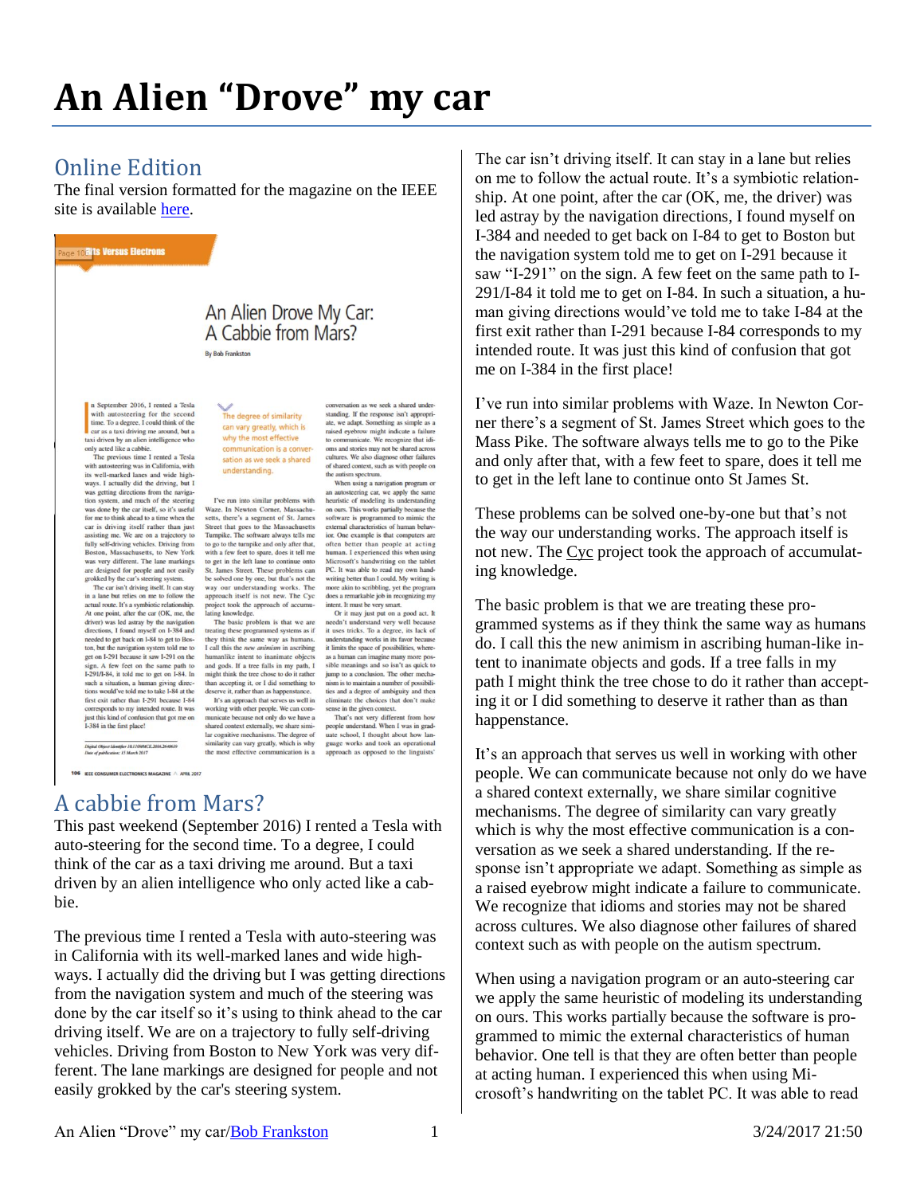# An Alien “Drove” my car

## Online Edition

The final version formatted for the magazine on the IEEE site is available here.

## A cabbie from Mars?

This past weekend (September 2016) I rented a Tesla with auto-steering for the second time. To a degree, I could think of the car as a taxi driving me around. But a taxi driven by an alien intelligence who only acted like a cabbie.

The previous time I rented a Tesla with auto-steering was in California with its well-marked lanes and wide highways. I actually did the driving but I was getting directions from the navigation system and much of the steering was done by the car itself so it’s using to think ahead to the car driving itself. We are on a trajectory to fully self-driving vehicles. Driving from Boston to New York was very different. The lane markings are designed for people and not easily grokked by the car's steering system.

The car isn’t driving itself. It can stay in a lane but relies on me to follow the actual route. It’s a symbiotic relationship. At one point, after the car (OK, me, the driver) was led astray by the navigation directions, I found myself on I-384 and needed to get back on I-84 to get to Boston but the navigation system told me to get on I-291 because it saw “I-291” on the sign. A few feet on the same path to I-291/I-84 it told me to get on I-84. In such a situation, a human giving directions would’ve told me to take I-84 at the first exit rather than I-291 because I-84 corresponds to my intended route. It was just this kind of confusion that got me on I-384 in the first place!

I’ve run into similar problems with Waze. In Newton Corner there’s a segment of St. James Street which goes to the Mass Pike. The software always tells me to go to the Pike and only after that, with a few feet to spare, does it tell me to get in the left lane to continue onto St James St.

These problems can be solved one-by-one but that’s not the way our understanding works. The approach itself is not new. The Cyc project took the approach of accumulating knowledge.

The basic problem is that we are treating these programmed systems as if they think the same way as humans do. I call this the new animism in ascribing human-like intent to inanimate objects and gods. If a tree falls in my path I might think the tree chose to do it rather than accepting it or I did something to deserve it rather than as than happenstance.

It’s an approach that serves us well in working with other people. We can communicate because not only do we have a shared context externally, we share similar cognitive mechanisms. The degree of similarity can vary greatly which is why the most effective communication is a conversation as we seek a shared understanding. If the response isn’t appropriate we adapt. Something as simple as a raised eyebrow might indicate a failure to communicate. We recognize that idioms and stories may not be shared across cultures. We also diagnose other failures of shared context such as with people on the autism spectrum.

When using a navigation program or an auto-steering car we apply the same heuristic of modeling its understanding on ours. This works partially because the software is programmed to mimic the external characteristics of human behavior. One tell is that they are often better than people at acting human. I experienced this when using Microsoft’s handwriting on the tablet PC. It was able to read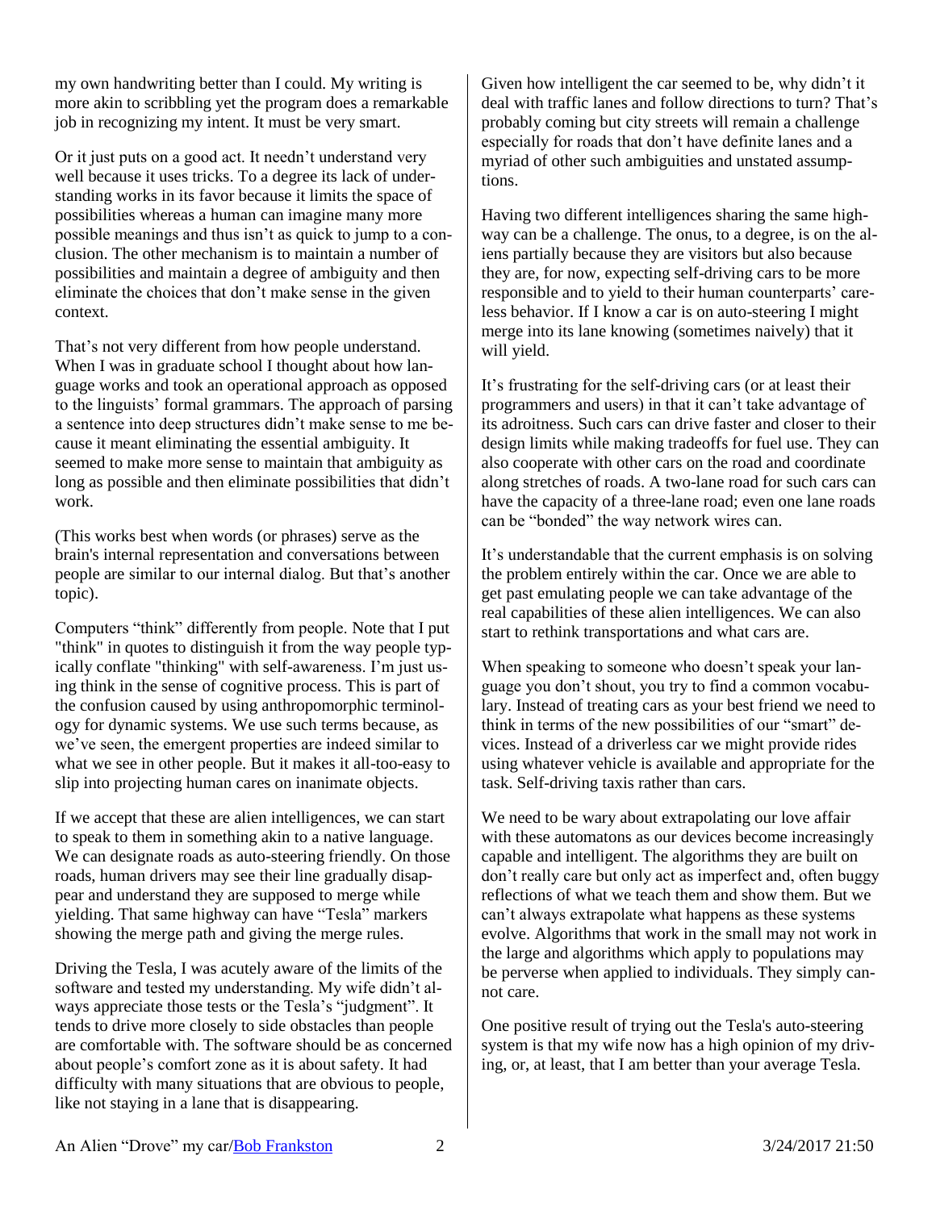my own handwriting better than I could. My writing is more akin to scribbling yet the program does a remarkable job in recognizing my intent. It must be very smart.

Or it just puts on a good act. It needn't understand very well because it uses tricks. To a degree its lack of understanding works in its favor because it limits the space of possibilities whereas a human can imagine many more possible meanings and thus isn't as quick to jump to a conclusion. The other mechanism is to maintain a number of possibilities and maintain a degree of ambiguity and then eliminate the choices that don't make sense in the given context.

That's not very different from how people understand. When I was in graduate school I thought about how language works and took an operational approach as opposed to the linguists' formal grammars. The approach of parsing a sentence into deep structures didn't make sense to me because it meant eliminating the essential ambiguity. It seemed to make more sense to maintain that ambiguity as long as possible and then eliminate possibilities that didn't work.

(This works best when words (or phrases) serve as the brain's internal representation and conversations between people are similar to our internal dialog. But that's another topic).

Computers "think" differently from people. Note that I put "think" in quotes to distinguish it from the way people typically conflate "thinking" with self-awareness. I'm just using think in the sense of cognitive process. This is part of the confusion caused by using anthropomorphic terminology for dynamic systems. We use such terms because, as we've seen, the emergent properties are indeed similar to what we see in other people. But it makes it all-too-easy to slip into projecting human cares on inanimate objects.

If we accept that these are alien intelligences, we can start to speak to them in something akin to a native language. We can designate roads as auto-steering friendly. On those roads, human drivers may see their line gradually disappear and understand they are supposed to merge while yielding. That same highway can have "Tesla" markers showing the merge path and giving the merge rules.

Driving the Tesla, I was acutely aware of the limits of the software and tested my understanding. My wife didn't always appreciate those tests or the Tesla's "judgment". It tends to drive more closely to side obstacles than people are comfortable with. The software should be as concerned about people's comfort zone as it is about safety. It had difficulty with many situations that are obvious to people, like not staying in a lane that is disappearing.

Given how intelligent the car seemed to be, why didn't it deal with traffic lanes and follow directions to turn? That's probably coming but city streets will remain a challenge especially for roads that don't have definite lanes and a myriad of other such ambiguities and unstated assumptions.

Having two different intelligences sharing the same highway can be a challenge. The onus, to a degree, is on the aliens partially because they are visitors but also because they are, for now, expecting self-driving cars to be more responsible and to yield to their human counterparts' careless behavior. If I know a car is on auto-steering I might merge into its lane knowing (sometimes naively) that it will yield.

It's frustrating for the self-driving cars (or at least their programmers and users) in that it can't take advantage of its adroitness. Such cars can drive faster and closer to their design limits while making tradeoffs for fuel use. They can also cooperate with other cars on the road and coordinate along stretches of roads. A two-lane road for such cars can have the capacity of a three-lane road; even one lane roads can be "bonded" the way network wires can.

It's understandable that the current emphasis is on solving the problem entirely within the car. Once we are able to get past emulating people we can take advantage of the real capabilities of these alien intelligences. We can also start to rethink transportations and what cars are.

When speaking to someone who doesn't speak your language you don't shout, you try to find a common vocabulary. Instead of treating cars as your best friend we need to think in terms of the new possibilities of our "smart" devices. Instead of a driverless car we might provide rides using whatever vehicle is available and appropriate for the task. Self-driving taxis rather than cars.

We need to be wary about extrapolating our love affair with these automatons as our devices become increasingly capable and intelligent. The algorithms they are built on don't really care but only act as imperfect and, often buggy reflections of what we teach them and show them. But we can't always extrapolate what happens as these systems evolve. Algorithms that work in the small may not work in the large and algorithms which apply to populations may be perverse when applied to individuals. They simply cannot care.

One positive result of trying out the Tesla's auto-steering system is that my wife now has a high opinion of my driving, or, at least, that I am better than your average Tesla.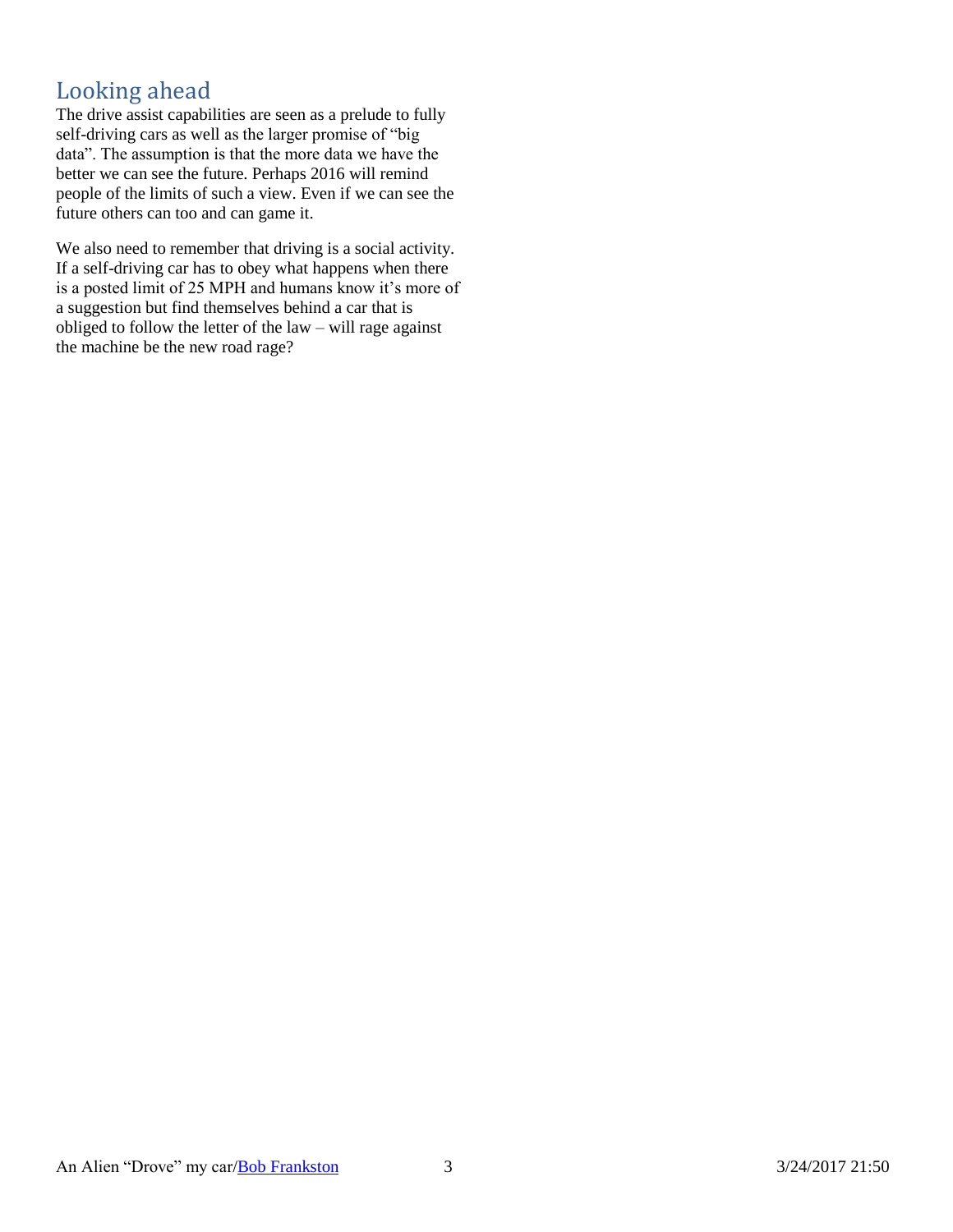## Looking ahead

The drive assist capabilities are seen as a prelude to fully self-driving cars as well as the larger promise of "big data". The assumption is that the more data we have the better we can see the future. Perhaps 2016 will remind people of the limits of such a view. Even if we can see the future others can too and can game it.

We also need to remember that driving is a social activity. If a self-driving car has to obey what happens when there is a posted limit of 25 MPH and humans know it's more of a suggestion but find themselves behind a car that is obliged to follow the letter of the law – will rage against the machine be the new road rage?